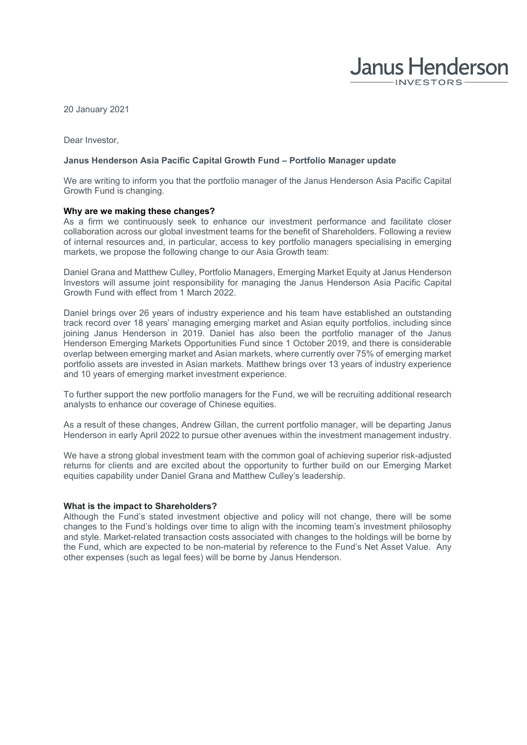Janus Henderson INVESTORS

20 January 2021

Dear Investor,

**Janus Henderson Asia Pacific Capital Growth Fund – Portfolio Manager update**

We are writing to inform you that the portfolio manager of the Janus Henderson Asia Pacific Capital Growth Fund is changing.

**Why are we making these changes?**

As a firm we continuously seek to enhance our investment performance and facilitate closer collaboration across our global investment teams for the benefit of Shareholders. Following a review of internal resources and, in particular, access to key portfolio managers specialising in emerging markets, we propose the following change to our Asia Growth team:

Daniel Grana and Matthew Culley, Portfolio Managers, Emerging Market Equity at Janus Henderson Investors will assume joint responsibility for managing the Janus Henderson Asia Pacific Capital Growth Fund with effect from 1 March 2022.

Daniel brings over 26 years of industry experience and his team have established an outstanding track record over 18 years' managing emerging market and Asian equity portfolios, including since joining Janus Henderson in 2019. Daniel has also been the portfolio manager of the Janus Henderson Emerging Markets Opportunities Fund since 1 October 2019, and there is considerable overlap between emerging market and Asian markets, where currently over 75% of emerging market portfolio assets are invested in Asian markets. Matthew brings over 13 years of industry experience and 10 years of emerging market investment experience.

To further support the new portfolio managers for the Fund, we will be recruiting additional research analysts to enhance our coverage of Chinese equities.

As a result of these changes, Andrew Gillan, the current portfolio manager, will be departing Janus Henderson in early April 2022 to pursue other avenues within the investment management industry.

We have a strong global investment team with the common goal of achieving superior risk-adjusted returns for clients and are excited about the opportunity to further build on our Emerging Market equities capability under Daniel Grana and Matthew Culley's leadership.

**What is the impact to Shareholders?**

Although the Fund's stated investment objective and policy will not change, there will be some changes to the Fund's holdings over time to align with the incoming team's investment philosophy and style. Market-related transaction costs associated with changes to the holdings will be borne by the Fund, which are expected to be non-material by reference to the Fund's Net Asset Value. Any other expenses (such as legal fees) will be borne by Janus Henderson.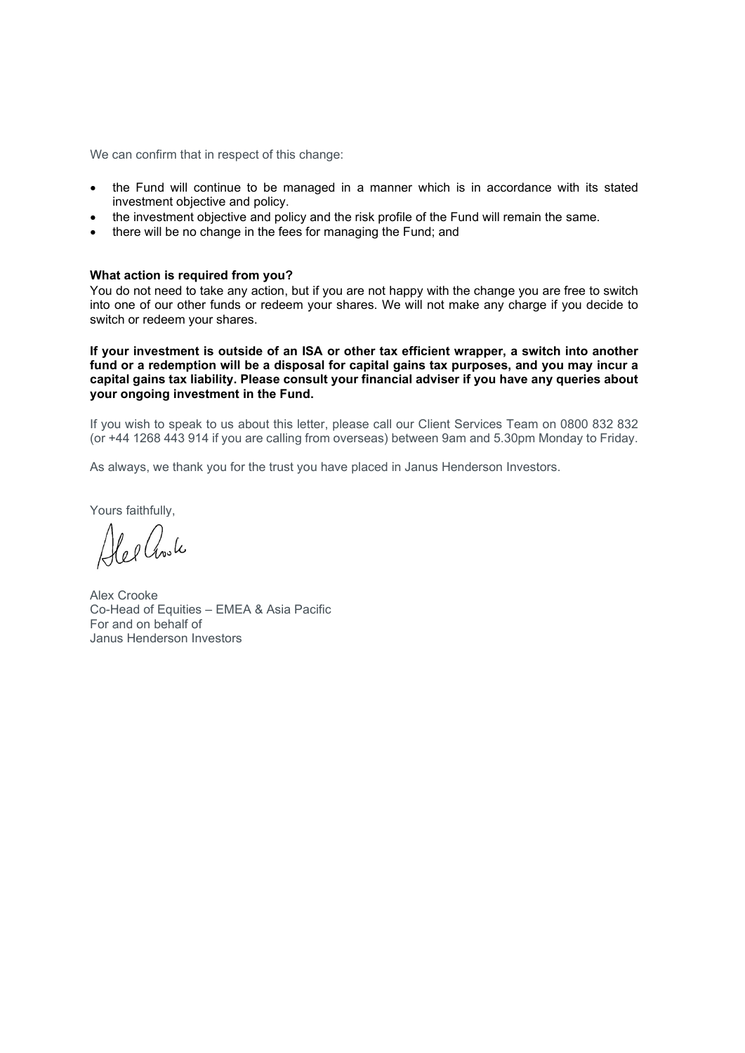We can confirm that in respect of this change:

- the Fund will continue to be managed in a manner which is in accordance with its stated investment objective and policy.
- the investment objective and policy and the risk profile of the Fund will remain the same.
- there will be no change in the fees for managing the Fund; and

**What action is required from you?**

You do not need to take any action, but if you are not happy with the change you are free to switch into one of our other funds or redeem your shares. We will not make any charge if you decide to switch or redeem your shares.

**If your investment is outside of an ISA or other tax efficient wrapper, a switch into another fund or a redemption will be a disposal for capital gains tax purposes, and you may incur a capital gains tax liability. Please consult your financial adviser if you have any queries about your ongoing investment in the Fund.**

If you wish to speak to us about this letter, please call our Client Services Team on 0800 832 832 (or +44 1268 443 914 if you are calling from overseas) between 9am and 5.30pm Monday to Friday.

As always, we thank you for the trust you have placed in Janus Henderson Investors.

Yours faithfully,

Alex Crooke
Co-Head of Equities – EMEA & Asia Pacific
For and on behalf of
Janus Henderson Investors